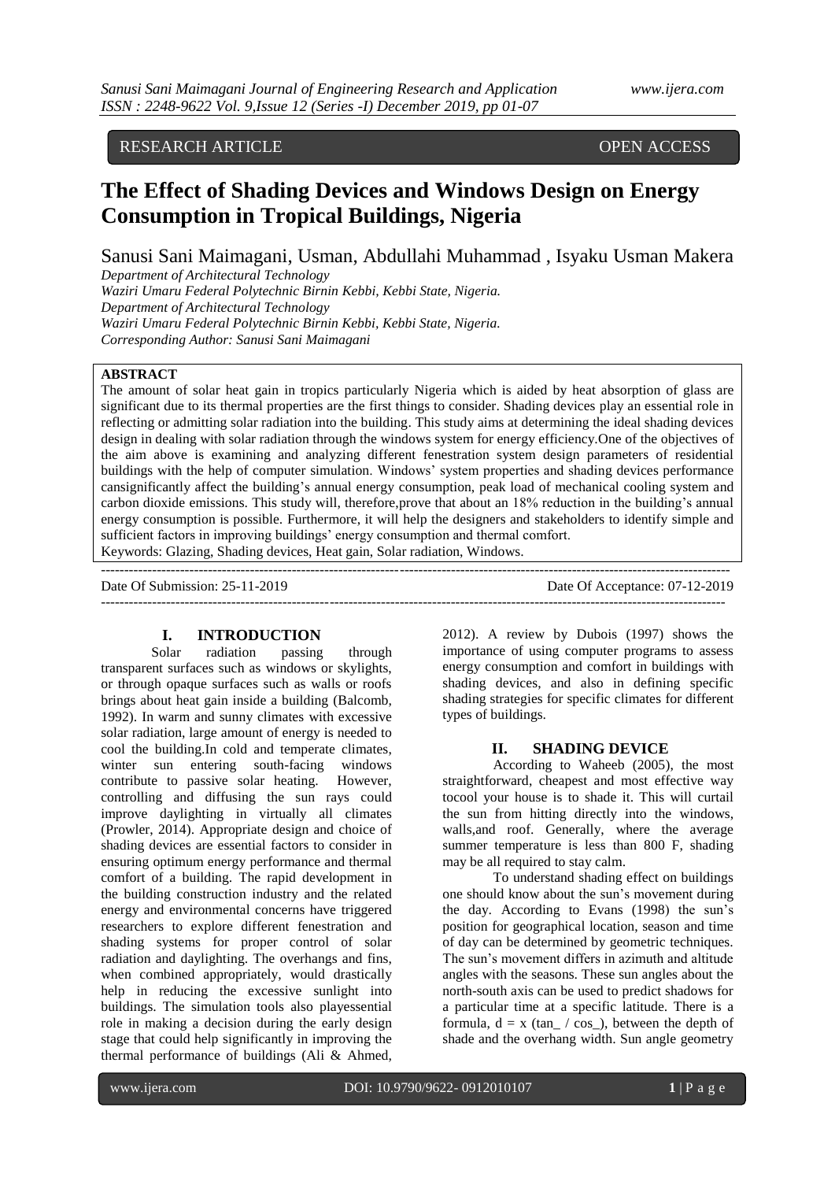RESEARCH ARTICLE OPEN ACCESS

# The Effect of Shading Devices and Windows Design on Energy Consumption in Tropical Buildings, Nigeria

Sanusi Sani Maimagani, Usman, Abdullahi Muhammad , Isyaku Usman Makera

*Department of Architectural Technology*
*Waziri Umaru Federal Polytechnic Birnin Kebbi, Kebbi State, Nigeria.*
*Department of Architectural Technology*
*Waziri Umaru Federal Polytechnic Birnin Kebbi, Kebbi State, Nigeria.*
*Corresponding Author: Sanusi Sani Maimagani*

**ABSTRACT**

The amount of solar heat gain in tropics particularly Nigeria which is aided by heat absorption of glass are significant due to its thermal properties are the first things to consider. Shading devices play an essential role in reflecting or admitting solar radiation into the building. This study aims at determining the ideal shading devices design in dealing with solar radiation through the windows system for energy efficiency.One of the objectives of the aim above is examining and analyzing different fenestration system design parameters of residential buildings with the help of computer simulation. Windows' system properties and shading devices performance cansignificantly affect the building's annual energy consumption, peak load of mechanical cooling system and carbon dioxide emissions. This study will, therefore,prove that about an 18% reduction in the building's annual energy consumption is possible. Furthermore, it will help the designers and stakeholders to identify simple and sufficient factors in improving buildings' energy consumption and thermal comfort.

Keywords: Glazing, Shading devices, Heat gain, Solar radiation, Windows.

---

Date Of Submission: 25-11-2019 Date Of Acceptance: 07-12-2019

---

## I. INTRODUCTION

Solar radiation passing through transparent surfaces such as windows or skylights, or through opaque surfaces such as walls or roofs brings about heat gain inside a building (Balcomb, 1992). In warm and sunny climates with excessive solar radiation, large amount of energy is needed to cool the building.In cold and temperate climates, winter sun entering south-facing windows contribute to passive solar heating. However, controlling and diffusing the sun rays could improve daylighting in virtually all climates (Prowler, 2014). Appropriate design and choice of shading devices are essential factors to consider in ensuring optimum energy performance and thermal comfort of a building. The rapid development in the building construction industry and the related energy and environmental concerns have triggered researchers to explore different fenestration and shading systems for proper control of solar radiation and daylighting. The overhangs and fins, when combined appropriately, would drastically help in reducing the excessive sunlight into buildings. The simulation tools also playessential role in making a decision during the early design stage that could help significantly in improving the thermal performance of buildings (Ali & Ahmed, 2012). A review by Dubois (1997) shows the importance of using computer programs to assess energy consumption and comfort in buildings with shading devices, and also in defining specific shading strategies for specific climates for different types of buildings.

## II. SHADING DEVICE

According to Waheeb (2005), the most straightforward, cheapest and most effective way tocool your house is to shade it. This will curtail the sun from hitting directly into the windows, walls,and roof. Generally, where the average summer temperature is less than 800 F, shading may be all required to stay calm.

To understand shading effect on buildings one should know about the sun's movement during the day. According to Evans (1998) the sun's position for geographical location, season and time of day can be determined by geometric techniques. The sun's movement differs in azimuth and altitude angles with the seasons. These sun angles about the north-south axis can be used to predict shadows for a particular time at a specific latitude. There is a formula, d = x (tan_ / cos_), between the depth of shade and the overhang width. Sun angle geometry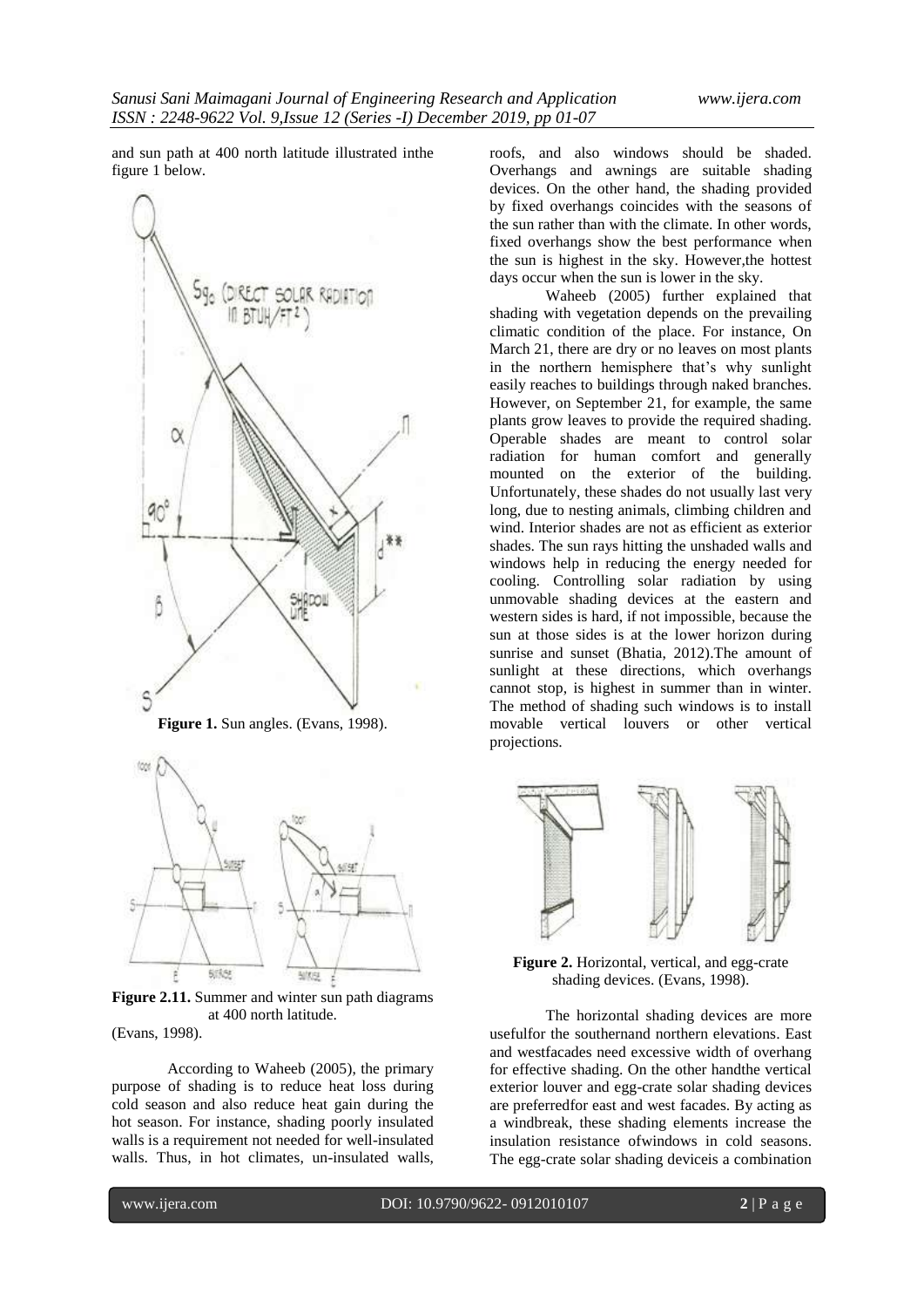and sun path at 400 north latitude illustrated inthe figure 1 below.

**Figure 1.** Sun angles. (Evans, 1998).

**Figure 2.11.** Summer and winter sun path diagrams at 400 north latitude. (Evans, 1998).

According to Waheeb (2005), the primary purpose of shading is to reduce heat loss during cold season and also reduce heat gain during the hot season. For instance, shading poorly insulated walls is a requirement not needed for well-insulated walls. Thus, in hot climates, un-insulated walls, roofs, and also windows should be shaded. Overhangs and awnings are suitable shading devices. On the other hand, the shading provided by fixed overhangs coincides with the seasons of the sun rather than with the climate. In other words, fixed overhangs show the best performance when the sun is highest in the sky. However,the hottest days occur when the sun is lower in the sky.

Waheeb (2005) further explained that shading with vegetation depends on the prevailing climatic condition of the place. For instance, On March 21, there are dry or no leaves on most plants in the northern hemisphere that's why sunlight easily reaches to buildings through naked branches. However, on September 21, for example, the same plants grow leaves to provide the required shading. Operable shades are meant to control solar radiation for human comfort and generally mounted on the exterior of the building. Unfortunately, these shades do not usually last very long, due to nesting animals, climbing children and wind. Interior shades are not as efficient as exterior shades. The sun rays hitting the unshaded walls and windows help in reducing the energy needed for cooling. Controlling solar radiation by using unmovable shading devices at the eastern and western sides is hard, if not impossible, because the sun at those sides is at the lower horizon during sunrise and sunset (Bhatia, 2012).The amount of sunlight at these directions, which overhangs cannot stop, is highest in summer than in winter. The method of shading such windows is to install movable vertical louvers or other vertical projections.

**Figure 2.** Horizontal, vertical, and egg-crate shading devices. (Evans, 1998).

The horizontal shading devices are more usefulfor the southernand northern elevations. East and westfacades need excessive width of overhang for effective shading. On the other handthe vertical exterior louver and egg-crate solar shading devices are preferredfor east and west facades. By acting as a windbreak, these shading elements increase the insulation resistance ofwindows in cold seasons. The egg-crate solar shading deviceis a combination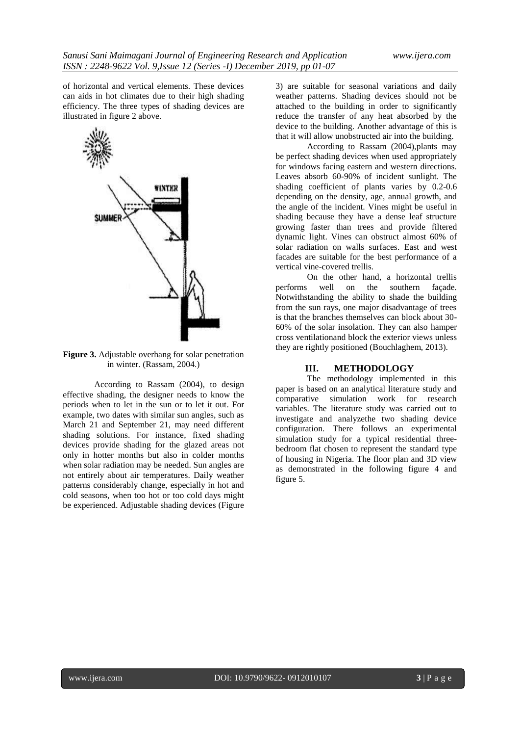of horizontal and vertical elements. These devices can aids in hot climates due to their high shading efficiency. The three types of shading devices are illustrated in figure 2 above.

**Figure 3.** Adjustable overhang for solar penetration in winter. (Rassam, 2004.)

According to Rassam (2004), to design effective shading, the designer needs to know the periods when to let in the sun or to let it out. For example, two dates with similar sun angles, such as March 21 and September 21, may need different shading solutions. For instance, fixed shading devices provide shading for the glazed areas not only in hotter months but also in colder months when solar radiation may be needed. Sun angles are not entirely about air temperatures. Daily weather patterns considerably change, especially in hot and cold seasons, when too hot or too cold days might be experienced. Adjustable shading devices (Figure 3) are suitable for seasonal variations and daily weather patterns. Shading devices should not be attached to the building in order to significantly reduce the transfer of any heat absorbed by the device to the building. Another advantage of this is that it will allow unobstructed air into the building.

According to Rassam (2004),plants may be perfect shading devices when used appropriately for windows facing eastern and western directions. Leaves absorb 60-90% of incident sunlight. The shading coefficient of plants varies by 0.2-0.6 depending on the density, age, annual growth, and the angle of the incident. Vines might be useful in shading because they have a dense leaf structure growing faster than trees and provide filtered dynamic light. Vines can obstruct almost 60% of solar radiation on walls surfaces. East and west facades are suitable for the best performance of a vertical vine-covered trellis.

On the other hand, a horizontal trellis performs well on the southern façade. Notwithstanding the ability to shade the building from the sun rays, one major disadvantage of trees is that the branches themselves can block about 30-60% of the solar insolation. They can also hamper cross ventilationand block the exterior views unless they are rightly positioned (Bouchlaghem, 2013).

## III. METHODOLOGY

The methodology implemented in this paper is based on an analytical literature study and comparative simulation work for research variables. The literature study was carried out to investigate and analyzethe two shading device configuration. There follows an experimental simulation study for a typical residential three-bedroom flat chosen to represent the standard type of housing in Nigeria. The floor plan and 3D view as demonstrated in the following figure 4 and figure 5.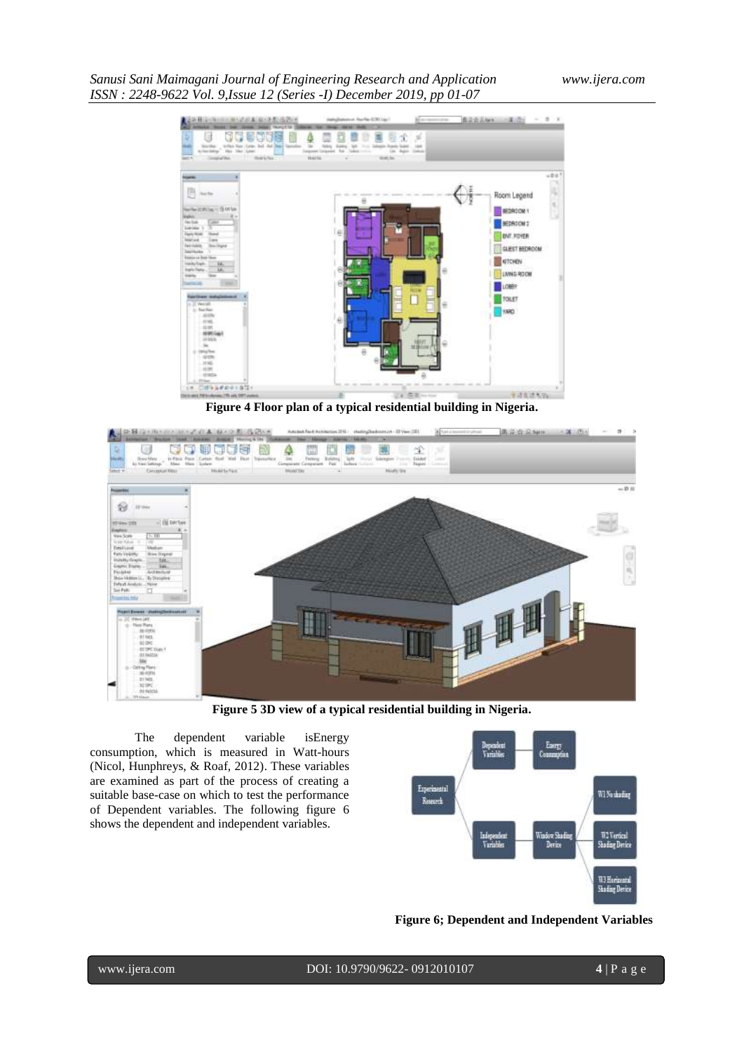Figure 4 Floor plan of a typical residential building in Nigeria.

Figure 5 3D view of a typical residential building in Nigeria.

The dependent variable isEnergy consumption, which is measured in Watt-hours (Nicol, Hunphreys, & Roaf, 2012). These variables are examined as part of the process of creating a suitable base-case on which to test the performance of Dependent variables. The following figure 6 shows the dependent and independent variables.

Figure 6; Dependent and Independent Variables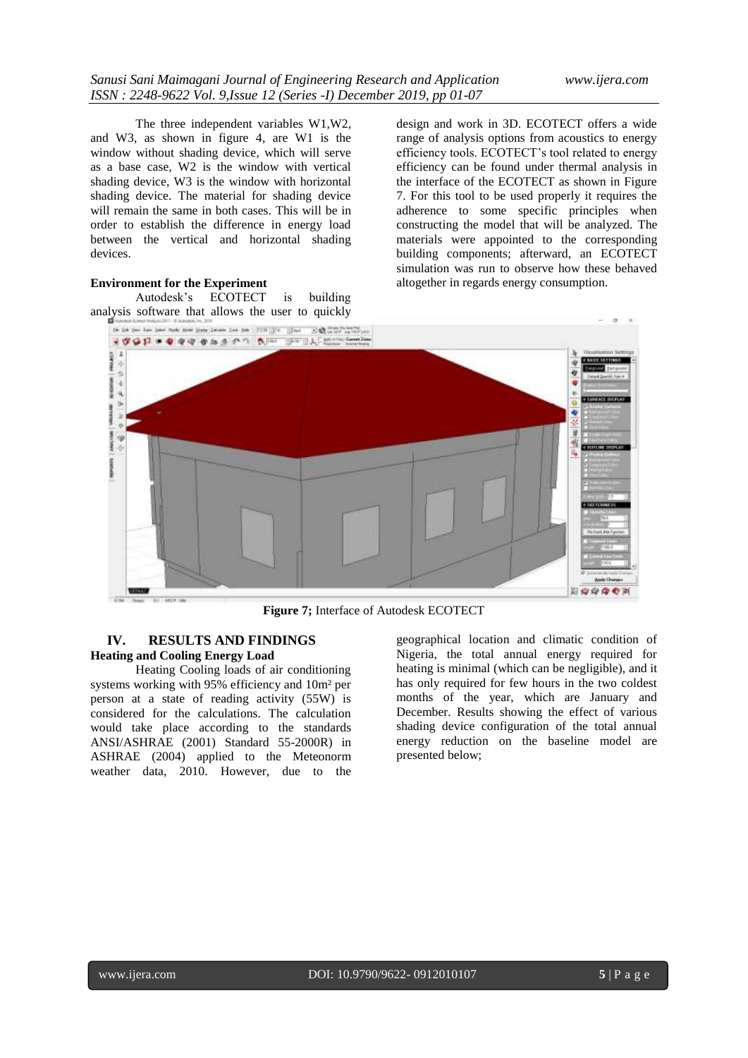The three independent variables W1,W2, and W3, as shown in figure 4, are W1 is the window without shading device, which will serve as a base case, W2 is the window with vertical shading device, W3 is the window with horizontal shading device. The material for shading device will remain the same in both cases. This will be in order to establish the difference in energy load between the vertical and horizontal shading devices.

**Environment for the Experiment**

Autodesk's ECOTECT is building analysis software that allows the user to quickly design and work in 3D. ECOTECT offers a wide range of analysis options from acoustics to energy efficiency tools. ECOTECT's tool related to energy efficiency can be found under thermal analysis in the interface of the ECOTECT as shown in Figure 7. For this tool to be used properly it requires the adherence to some specific principles when constructing the model that will be analyzed. The materials were appointed to the corresponding building components; afterward, an ECOTECT simulation was run to observe how these behaved altogether in regards energy consumption.

**Figure 7;** Interface of Autodesk ECOTECT

## IV. RESULTS AND FINDINGS

### Heating and Cooling Energy Load

Heating Cooling loads of air conditioning systems working with 95% efficiency and 10m² per person at a state of reading activity (55W) is considered for the calculations. The calculation would take place according to the standards ANSI/ASHRAE (2001) Standard 55-2000R) in ASHRAE (2004) applied to the Meteonorm weather data, 2010. However, due to the geographical location and climatic condition of Nigeria, the total annual energy required for heating is minimal (which can be negligible), and it has only required for few hours in the two coldest months of the year, which are January and December. Results showing the effect of various shading device configuration of the total annual energy reduction on the baseline model are presented below;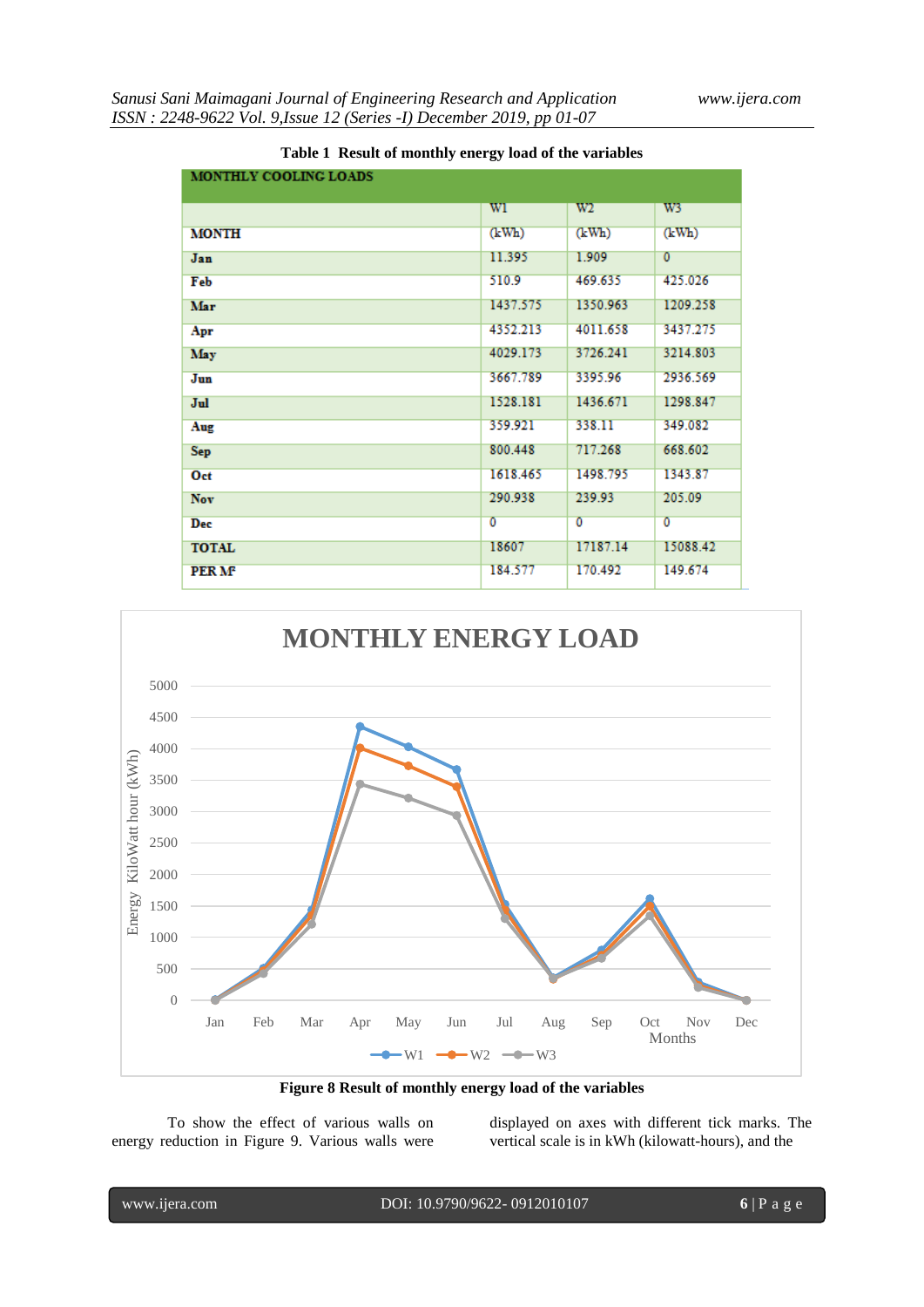**Table 1 Result of monthly energy load of the variables**

| MONTHLY COOLING LOADS | | | |
|---|---|---|---|
| | W1 | W2 | W3 |
| MONTH | (kWh) | (kWh) | (kWh) |
| Jan | 11.395 | 1.909 | 0 |
| Feb | 510.9 | 469.635 | 425.026 |
| Mar | 1437.575 | 1350.963 | 1209.258 |
| Apr | 4352.213 | 4011.658 | 3437.275 |
| May | 4029.173 | 3726.241 | 3214.803 |
| Jun | 3667.789 | 3395.96 | 2936.569 |
| Jul | 1528.181 | 1436.671 | 1298.847 |
| Aug | 359.921 | 338.11 | 349.082 |
| Sep | 800.448 | 717.268 | 668.602 |
| Oct | 1618.465 | 1498.795 | 1343.87 |
| Nov | 290.938 | 239.93 | 205.09 |
| Dec | 0 | 0 | 0 |
| TOTAL | 18607 | 17187.14 | 15088.42 |
| PER M² | 184.577 | 170.492 | 149.674 |

**Figure 8 Result of monthly energy load of the variables**

To show the effect of various walls on energy reduction in Figure 9. Various walls were displayed on axes with different tick marks. The vertical scale is in kWh (kilowatt-hours), and the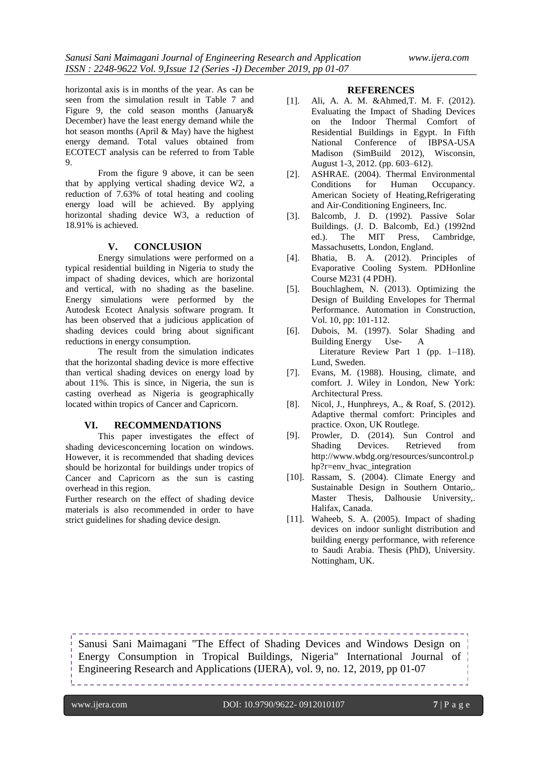horizontal axis is in months of the year. As can be seen from the simulation result in Table 7 and Figure 9, the cold season months (January& December) have the least energy demand while the hot season months (April & May) have the highest energy demand. Total values obtained from ECOTECT analysis can be referred to from Table 9.

From the figure 9 above, it can be seen that by applying vertical shading device W2, a reduction of 7.63% of total heating and cooling energy load will be achieved. By applying horizontal shading device W3, a reduction of 18.91% is achieved.

## V. CONCLUSION

Energy simulations were performed on a typical residential building in Nigeria to study the impact of shading devices, which are horizontal and vertical, with no shading as the baseline. Energy simulations were performed by the Autodesk Ecotect Analysis software program. It has been observed that a judicious application of shading devices could bring about significant reductions in energy consumption.

The result from the simulation indicates that the horizontal shading device is more effective than vertical shading devices on energy load by about 11%. This is since, in Nigeria, the sun is casting overhead as Nigeria is geographically located within tropics of Cancer and Capricorn.

## VI. RECOMMENDATIONS

This paper investigates the effect of shading devicesconcerning location on windows. However, it is recommended that shading devices should be horizontal for buildings under tropics of Cancer and Capricorn as the sun is casting overhead in this region.

Further research on the effect of shading device materials is also recommended in order to have strict guidelines for shading device design.

## REFERENCES

[1]. Ali, A. A. M. &Ahmed,T. M. F. (2012). Evaluating the Impact of Shading Devices on the Indoor Thermal Comfort of Residential Buildings in Egypt. In Fifth National Conference of IBPSA-USA Madison (SimBuild 2012), Wisconsin, August 1-3, 2012. (pp. 603–612).

[2]. ASHRAE. (2004). Thermal Environmental Conditions for Human Occupancy. American Society of Heating,Refrigerating and Air-Conditioning Engineers, Inc.

[3]. Balcomb, J. D. (1992). Passive Solar Buildings. (J. D. Balcomb, Ed.) (1992nd ed.). The MIT Press, Cambridge, Massachusetts, London, England.

[4]. Bhatia, B. A. (2012). Principles of Evaporative Cooling System. PDHonline Course M231 (4 PDH).

[5]. Bouchlaghem, N. (2013). Optimizing the Design of Building Envelopes for Thermal Performance. Automation in Construction, Vol. 10, pp: 101-112.

[6]. Dubois, M. (1997). Solar Shading and Building Energy Use- A Literature Review Part 1 (pp. 1–118). Lund, Sweden.

[7]. Evans, M. (1988). Housing, climate, and comfort. J. Wiley in London, New York: Architectural Press.

[8]. Nicol, J., Hunphreys, A., & Roaf, S. (2012). Adaptive thermal comfort: Principles and practice. Oxon, UK Routlege.

[9]. Prowler, D. (2014). Sun Control and Shading Devices. Retrieved from http://www.wbdg.org/resources/suncontrol.php?r=env_hvac_integration

[10]. Rassam, S. (2004). Climate Energy and Sustainable Design in Southern Ontario,. Master Thesis, Dalhousie University,. Halifax, Canada.

[11]. Waheeb, S. A. (2005). Impact of shading devices on indoor sunlight distribution and building energy performance, with reference to Saudi Arabia. Thesis (PhD), University. Nottingham, UK.

Sanusi Sani Maimagani "The Effect of Shading Devices and Windows Design on Energy Consumption in Tropical Buildings, Nigeria" International Journal of Engineering Research and Applications (IJERA), vol. 9, no. 12, 2019, pp 01-07